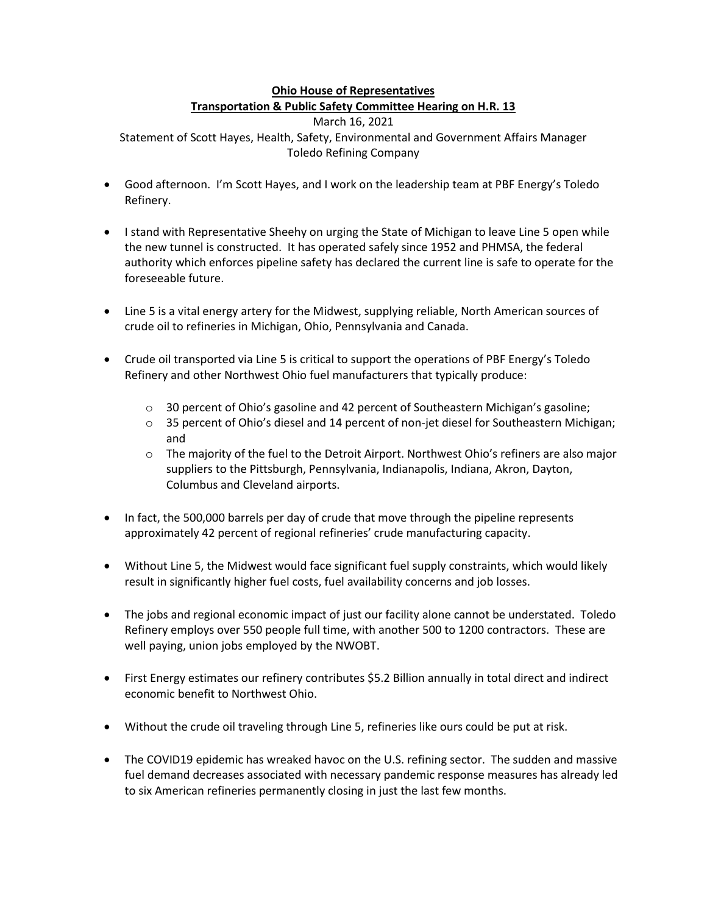**Ohio House of Representatives**

**Transportation & Public Safety Committee Hearing on H.R. 13**

March 16, 2021

Statement of Scott Hayes, Health, Safety, Environmental and Government Affairs Manager
Toledo Refining Company

- Good afternoon. I'm Scott Hayes, and I work on the leadership team at PBF Energy's Toledo Refinery.
- I stand with Representative Sheehy on urging the State of Michigan to leave Line 5 open while the new tunnel is constructed. It has operated safely since 1952 and PHMSA, the federal authority which enforces pipeline safety has declared the current line is safe to operate for the foreseeable future.
- Line 5 is a vital energy artery for the Midwest, supplying reliable, North American sources of crude oil to refineries in Michigan, Ohio, Pennsylvania and Canada.
- Crude oil transported via Line 5 is critical to support the operations of PBF Energy's Toledo Refinery and other Northwest Ohio fuel manufacturers that typically produce:
  - 30 percent of Ohio's gasoline and 42 percent of Southeastern Michigan's gasoline;
  - 35 percent of Ohio's diesel and 14 percent of non-jet diesel for Southeastern Michigan; and
  - The majority of the fuel to the Detroit Airport. Northwest Ohio's refiners are also major suppliers to the Pittsburgh, Pennsylvania, Indianapolis, Indiana, Akron, Dayton, Columbus and Cleveland airports.
- In fact, the 500,000 barrels per day of crude that move through the pipeline represents approximately 42 percent of regional refineries' crude manufacturing capacity.
- Without Line 5, the Midwest would face significant fuel supply constraints, which would likely result in significantly higher fuel costs, fuel availability concerns and job losses.
- The jobs and regional economic impact of just our facility alone cannot be understated. Toledo Refinery employs over 550 people full time, with another 500 to 1200 contractors. These are well paying, union jobs employed by the NWOBT.
- First Energy estimates our refinery contributes $5.2 Billion annually in total direct and indirect economic benefit to Northwest Ohio.
- Without the crude oil traveling through Line 5, refineries like ours could be put at risk.
- The COVID19 epidemic has wreaked havoc on the U.S. refining sector. The sudden and massive fuel demand decreases associated with necessary pandemic response measures has already led to six American refineries permanently closing in just the last few months.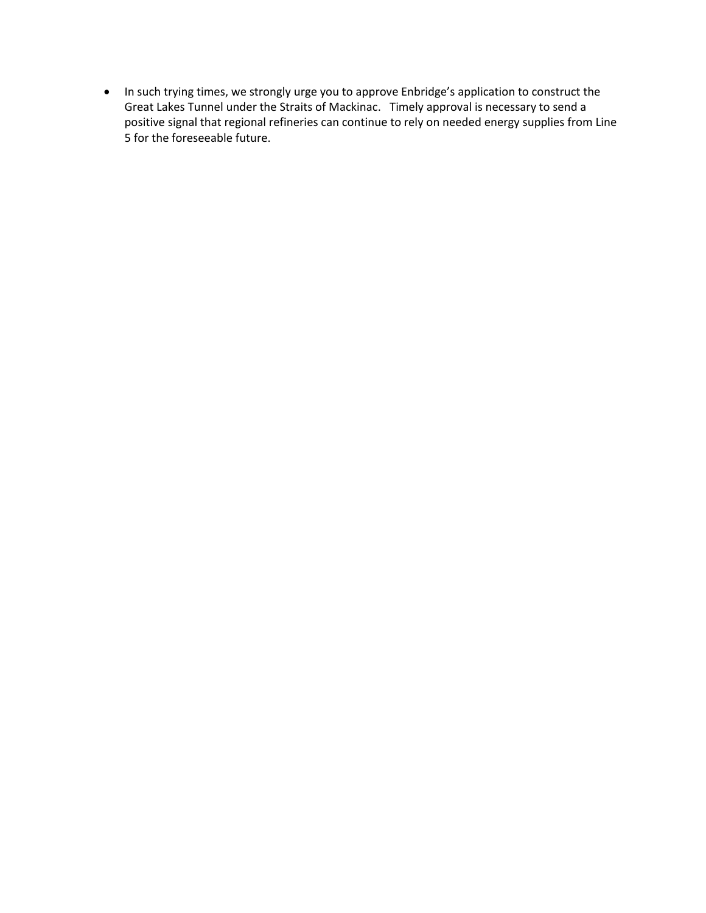- In such trying times, we strongly urge you to approve Enbridge's application to construct the Great Lakes Tunnel under the Straits of Mackinac. Timely approval is necessary to send a positive signal that regional refineries can continue to rely on needed energy supplies from Line 5 for the foreseeable future.